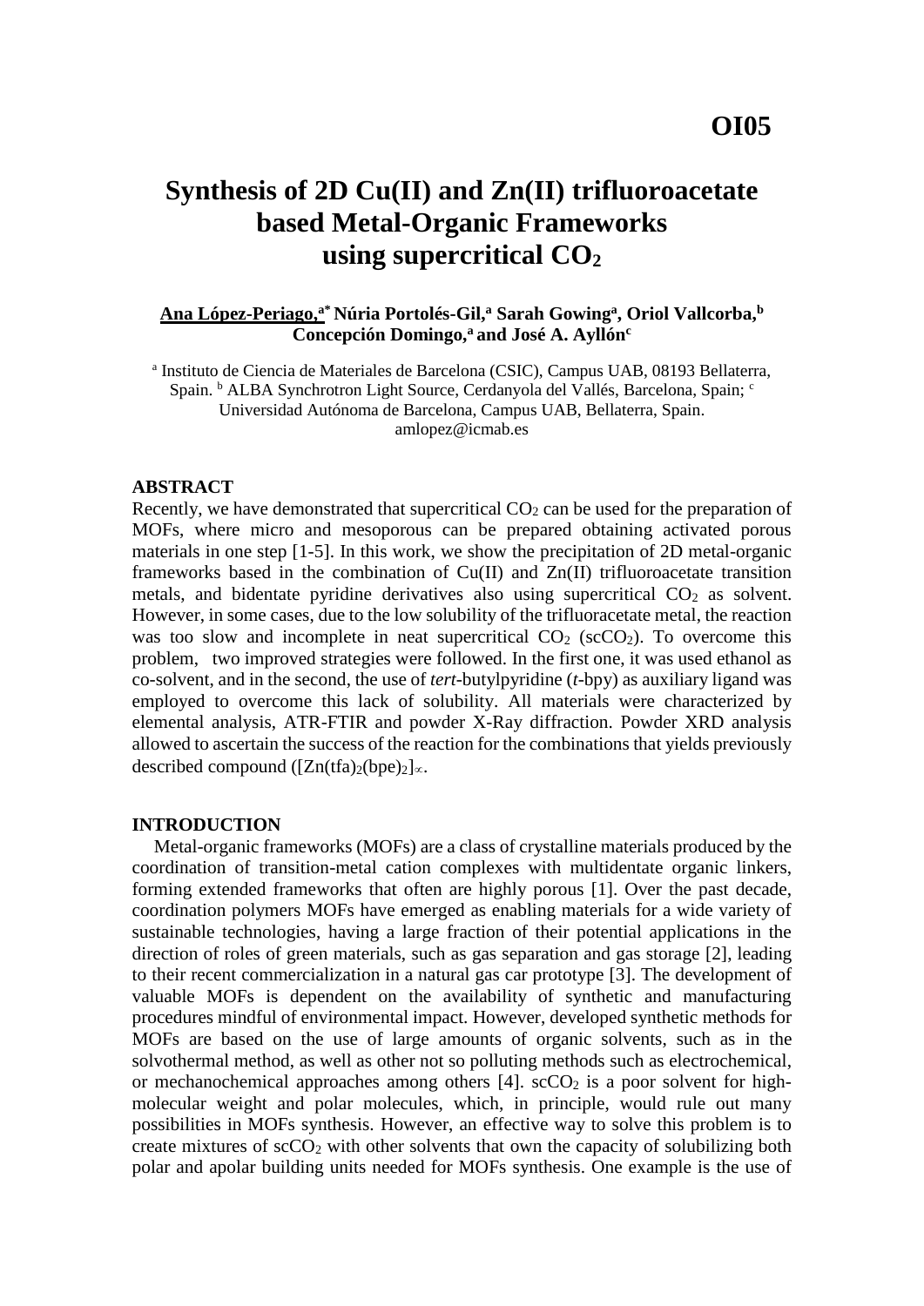OI05

# Synthesis of 2D Cu(II) and Zn(II) trifluoroacetate based Metal-Organic Frameworks using supercritical $CO_2$

**Ana López-Periago,[a*] Núria Portolés-Gil,[a] Sarah Gowing[a], Oriol Vallcorba,[b] Concepción Domingo,[a] and José A. Ayllón[c]**

[a] Instituto de Ciencia de Materiales de Barcelona (CSIC), Campus UAB, 08193 Bellaterra, Spain. [b] ALBA Synchrotron Light Source, Cerdanyola del Vallés, Barcelona, Spain; [c] Universidad Autónoma de Barcelona, Campus UAB, Bellaterra, Spain.
amlopez@icmab.es

## ABSTRACT

Recently, we have demonstrated that supercritical $CO_2$ can be used for the preparation of MOFs, where micro and mesoporous can be prepared obtaining activated porous materials in one step [1-5]. In this work, we show the precipitation of 2D metal-organic frameworks based in the combination of Cu(II) and Zn(II) trifluoroacetate transition metals, and bidentate pyridine derivatives also using supercritical $CO_2$ as solvent. However, in some cases, due to the low solubility of the trifluoracetate metal, the reaction was too slow and incomplete in neat supercritical $CO_2$ ($scCO_2$). To overcome this problem, two improved strategies were followed. In the first one, it was used ethanol as co-solvent, and in the second, the use of *tert*-butylpyridine (*t*-bpy) as auxiliary ligand was employed to overcome this lack of solubility. All materials were characterized by elemental analysis, ATR-FTIR and powder X-Ray diffraction. Powder XRD analysis allowed to ascertain the success of the reaction for the combinations that yields previously described compound ($[Zn(tfa)_2(bpe)_2]_\infty$.

## INTRODUCTION

Metal-organic frameworks (MOFs) are a class of crystalline materials produced by the coordination of transition-metal cation complexes with multidentate organic linkers, forming extended frameworks that often are highly porous [1]. Over the past decade, coordination polymers MOFs have emerged as enabling materials for a wide variety of sustainable technologies, having a large fraction of their potential applications in the direction of roles of green materials, such as gas separation and gas storage [2], leading to their recent commercialization in a natural gas car prototype [3]. The development of valuable MOFs is dependent on the availability of synthetic and manufacturing procedures mindful of environmental impact. However, developed synthetic methods for MOFs are based on the use of large amounts of organic solvents, such as in the solvothermal method, as well as other not so polluting methods such as electrochemical, or mechanochemical approaches among others [4]. $scCO_2$ is a poor solvent for high-molecular weight and polar molecules, which, in principle, would rule out many possibilities in MOFs synthesis. However, an effective way to solve this problem is to create mixtures of $scCO_2$ with other solvents that own the capacity of solubilizing both polar and apolar building units needed for MOFs synthesis. One example is the use of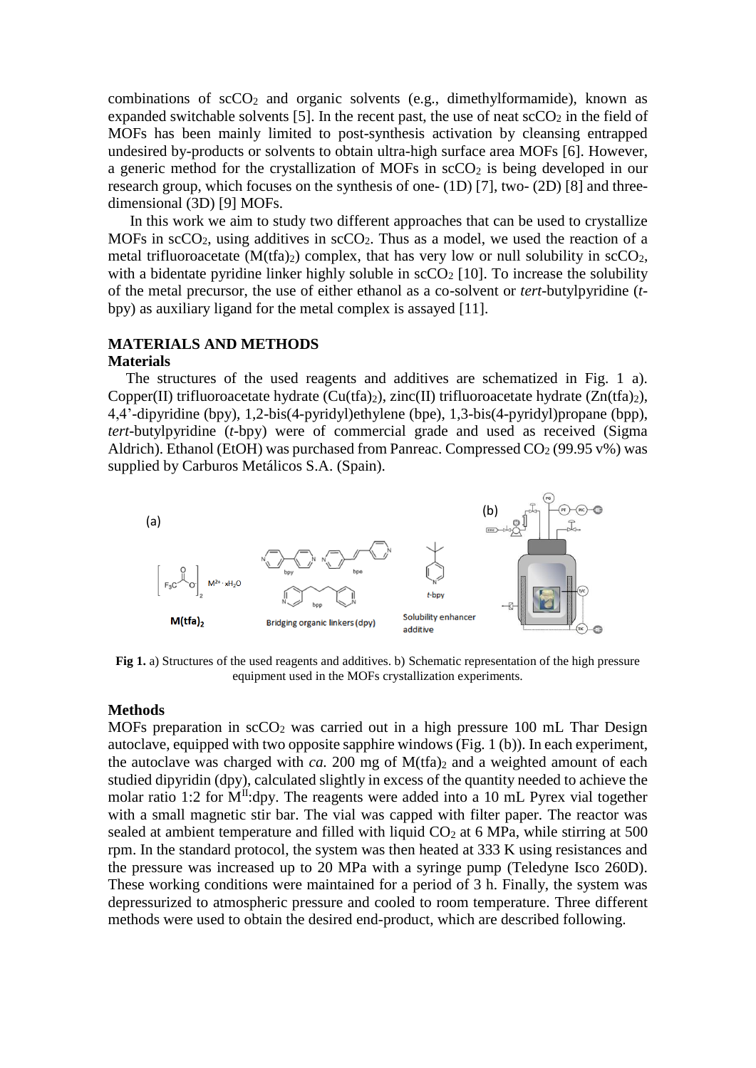combinations of $scCO_2$ and organic solvents (e.g., dimethylformamide), known as expanded switchable solvents [5]. In the recent past, the use of neat $scCO_2$ in the field of MOFs has been mainly limited to post-synthesis activation by cleansing entrapped undesired by-products or solvents to obtain ultra-high surface area MOFs [6]. However, a generic method for the crystallization of MOFs in $scCO_2$ is being developed in our research group, which focuses on the synthesis of one- (1D) [7], two- (2D) [8] and three-dimensional (3D) [9] MOFs.

In this work we aim to study two different approaches that can be used to crystallize MOFs in $scCO_2$, using additives in $scCO_2$. Thus as a model, we used the reaction of a metal trifluoroacetate ($M(tfa)_2$) complex, that has very low or null solubility in $scCO_2$, with a bidentate pyridine linker highly soluble in $scCO_2$ [10]. To increase the solubility of the metal precursor, the use of either ethanol as a co-solvent or *tert*-butylpyridine (*t*-bpy) as auxiliary ligand for the metal complex is assayed [11].

## MATERIALS AND METHODS

### Materials

The structures of the used reagents and additives are schematized in Fig. 1 a). Copper(II) trifluoroacetate hydrate ($Cu(tfa)_2$), zinc(II) trifluoroacetate hydrate ($Zn(tfa)_2$), 4,4'-dipyridine (bpy), 1,2-bis(4-pyridyl)ethylene (bpe), 1,3-bis(4-pyridyl)propane (bpp), *tert*-butylpyridine (*t*-bpy) were of commercial grade and used as received (Sigma Aldrich). Ethanol (EtOH) was purchased from Panreac. Compressed $CO_2$ (99.95 v%) was supplied by Carburos Metálicos S.A. (Spain).

**Fig 1.** a) Structures of the used reagents and additives. b) Schematic representation of the high pressure equipment used in the MOFs crystallization experiments.

### Methods

MOFs preparation in $scCO_2$ was carried out in a high pressure 100 mL Thar Design autoclave, equipped with two opposite sapphire windows (Fig. 1 (b)). In each experiment, the autoclave was charged with *ca.* 200 mg of $M(tfa)_2$ and a weighted amount of each studied dipyridin (dpy), calculated slightly in excess of the quantity needed to achieve the molar ratio 1:2 for $M^{II}$:dpy. The reagents were added into a 10 mL Pyrex vial together with a small magnetic stir bar. The vial was capped with filter paper. The reactor was sealed at ambient temperature and filled with liquid $CO_2$ at 6 MPa, while stirring at 500 rpm. In the standard protocol, the system was then heated at 333 K using resistances and the pressure was increased up to 20 MPa with a syringe pump (Teledyne Isco 260D). These working conditions were maintained for a period of 3 h. Finally, the system was depressurized to atmospheric pressure and cooled to room temperature. Three different methods were used to obtain the desired end-product, which are described following.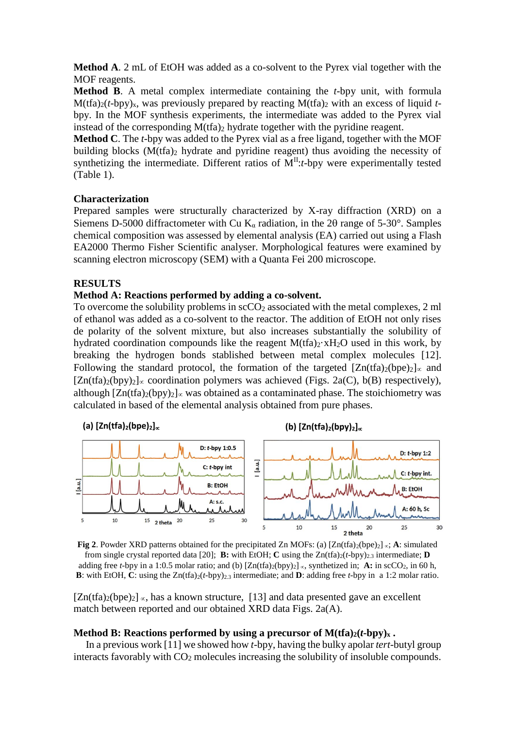**Method A**. 2 mL of EtOH was added as a co-solvent to the Pyrex vial together with the MOF reagents.

**Method B**. A metal complex intermediate containing the *t*-bpy unit, with formula $M(tfa)_2(t\text{-bpy})_x$, was previously prepared by reacting $M(tfa)_2$ with an excess of liquid *t*-bpy. In the MOF synthesis experiments, the intermediate was added to the Pyrex vial instead of the corresponding $M(tfa)_2$ hydrate together with the pyridine reagent.

**Method C**. The *t*-bpy was added to the Pyrex vial as a free ligand, together with the MOF building blocks ($M(tfa)_2$ hydrate and pyridine reagent) thus avoiding the necessity of synthetizing the intermediate. Different ratios of $M^{II}$:*t*-bpy were experimentally tested (Table 1).

## Characterization

Prepared samples were structurally characterized by X-ray diffraction (XRD) on a Siemens D-5000 diffractometer with Cu $K_\alpha$ radiation, in the $2\theta$ range of 5-30°. Samples chemical composition was assessed by elemental analysis (EA) carried out using a Flash EA2000 Thermo Fisher Scientific analyser. Morphological features were examined by scanning electron microscopy (SEM) with a Quanta Fei 200 microscope.

## RESULTS

### Method A: Reactions performed by adding a co-solvent.

To overcome the solubility problems in $scCO_2$ associated with the metal complexes, 2 ml of ethanol was added as a co-solvent to the reactor. The addition of EtOH not only rises de polarity of the solvent mixture, but also increases substantially the solubility of hydrated coordination compounds like the reagent $M(tfa)_2{\cdot}xH_2O$ used in this work, by breaking the hydrogen bonds stablished between metal complex molecules [12]. Following the standard protocol, the formation of the targeted $[Zn(tfa)_2(bpe)_2]_\infty$ and $[Zn(tfa)_2(bpy)_2]_\infty$ coordination polymers was achieved (Figs. 2a(C), b(B) respectively), although $[Zn(tfa)_2(bpy)_2]_\infty$ was obtained as a contaminated phase. The stoichiometry was calculated in based of the elemental analysis obtained from pure phases.

**Fig 2**. Powder XRD patterns obtained for the precipitated Zn MOFs: (a) $[Zn(tfa)_2(bpe)_2]_\infty$; **A**: simulated from single crystal reported data [20]; **B:** with EtOH; **C** using the $Zn(tfa)_2(t\text{-bpy})_{2.3}$ intermediate; **D** adding free *t*-bpy in a 1:0.5 molar ratio; and (b) $[Zn(tfa)_2(bpy)_2]_\infty$, synthetized in; **A:** in $scCO_2$, in 60 h, **B**: with EtOH, **C**: using the $Zn(tfa)_2(t\text{-bpy})_{2.3}$ intermediate; and **D**: adding free *t*-bpy in a 1:2 molar ratio.

$[Zn(tfa)_2(bpe)_2]_\infty$, has a known structure, [13] and data presented gave an excellent match between reported and our obtained XRD data Figs. 2a(A).

### Method B: Reactions performed by using a precursor of $M(tfa)_2(t\text{-bpy})_x$ .

In a previous work [11] we showed how *t*-bpy, having the bulky apolar *tert*-butyl group interacts favorably with $CO_2$ molecules increasing the solubility of insoluble compounds.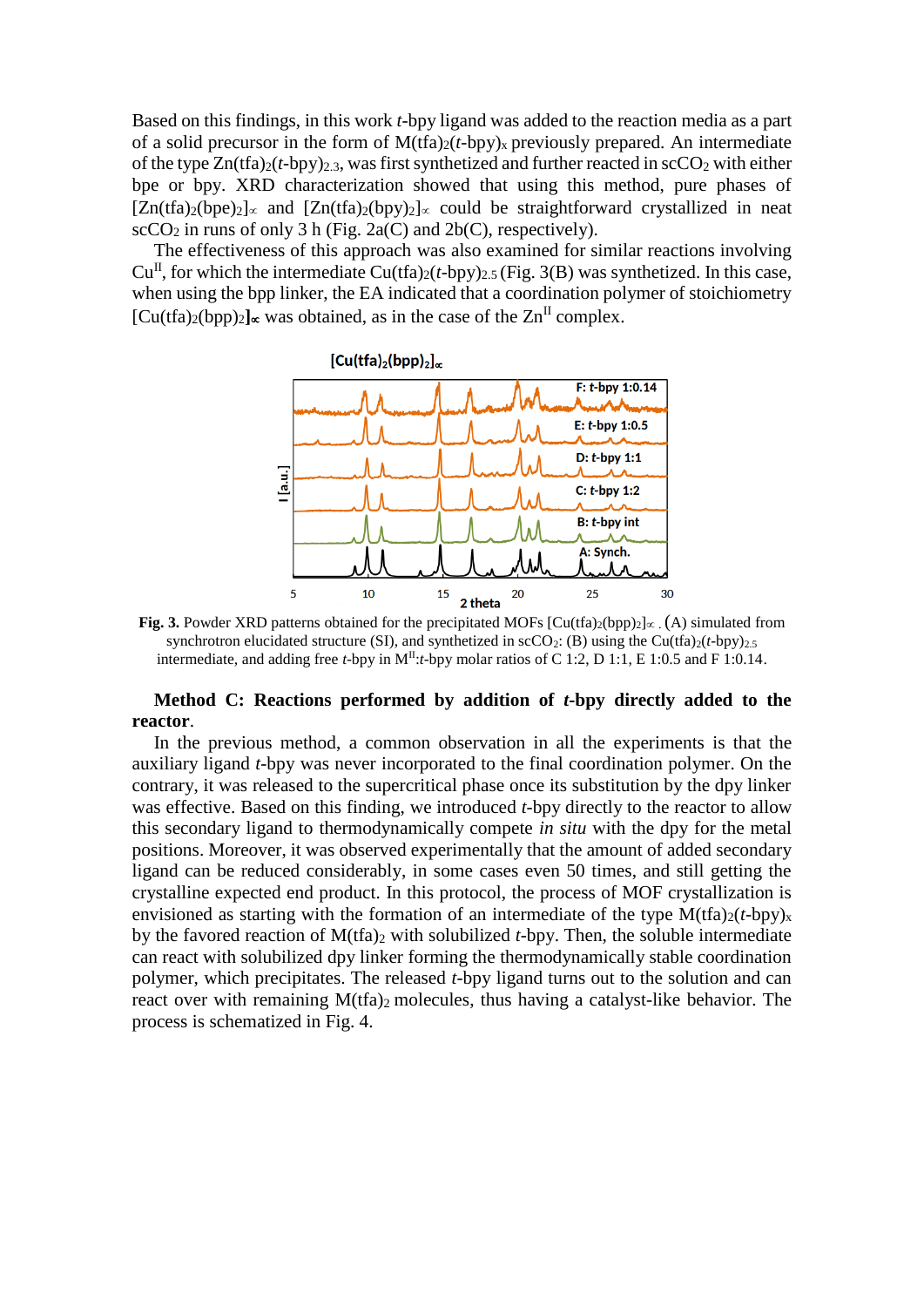Based on this findings, in this work *t*-bpy ligand was added to the reaction media as a part of a solid precursor in the form of M(tfa)$_2$(*t*-bpy)$_x$ previously prepared. An intermediate of the type Zn(tfa)$_2$(*t*-bpy)$_{2.3}$, was first synthetized and further reacted in scCO$_2$ with either bpe or bpy. XRD characterization showed that using this method, pure phases of [Zn(tfa)$_2$(bpe)$_2$]$_\infty$ and [Zn(tfa)$_2$(bpy)$_2$]$_\infty$ could be straightforward crystallized in neat scCO$_2$ in runs of only 3 h (Fig. 2a(C) and 2b(C), respectively).

The effectiveness of this approach was also examined for similar reactions involving Cu$^{II}$, for which the intermediate Cu(tfa)$_2$(*t*-bpy)$_{2.5}$ (Fig. 3(B) was synthetized. In this case, when using the bpp linker, the EA indicated that a coordination polymer of stoichiometry [Cu(tfa)$_2$(bpp)$_2$]$_\infty$ was obtained, as in the case of the Zn$^{II}$ complex.

**Fig. 3.** Powder XRD patterns obtained for the precipitated MOFs [Cu(tfa)$_2$(bpp)$_2$]$_\infty$. (A) simulated from synchrotron elucidated structure (SI), and synthetized in scCO$_2$: (B) using the Cu(tfa)$_2$(*t*-bpy)$_{2.5}$ intermediate, and adding free *t*-bpy in M$^{II}$:*t*-bpy molar ratios of C 1:2, D 1:1, E 1:0.5 and F 1:0.14.

**Method C: Reactions performed by addition of *t*-bpy directly added to the reactor**.

In the previous method, a common observation in all the experiments is that the auxiliary ligand *t*-bpy was never incorporated to the final coordination polymer. On the contrary, it was released to the supercritical phase once its substitution by the dpy linker was effective. Based on this finding, we introduced *t*-bpy directly to the reactor to allow this secondary ligand to thermodynamically compete *in situ* with the dpy for the metal positions. Moreover, it was observed experimentally that the amount of added secondary ligand can be reduced considerably, in some cases even 50 times, and still getting the crystalline expected end product. In this protocol, the process of MOF crystallization is envisioned as starting with the formation of an intermediate of the type M(tfa)$_2$(*t*-bpy)$_x$ by the favored reaction of M(tfa)$_2$ with solubilized *t*-bpy. Then, the soluble intermediate can react with solubilized dpy linker forming the thermodynamically stable coordination polymer, which precipitates. The released *t*-bpy ligand turns out to the solution and can react over with remaining M(tfa)$_2$ molecules, thus having a catalyst-like behavior. The process is schematized in Fig. 4.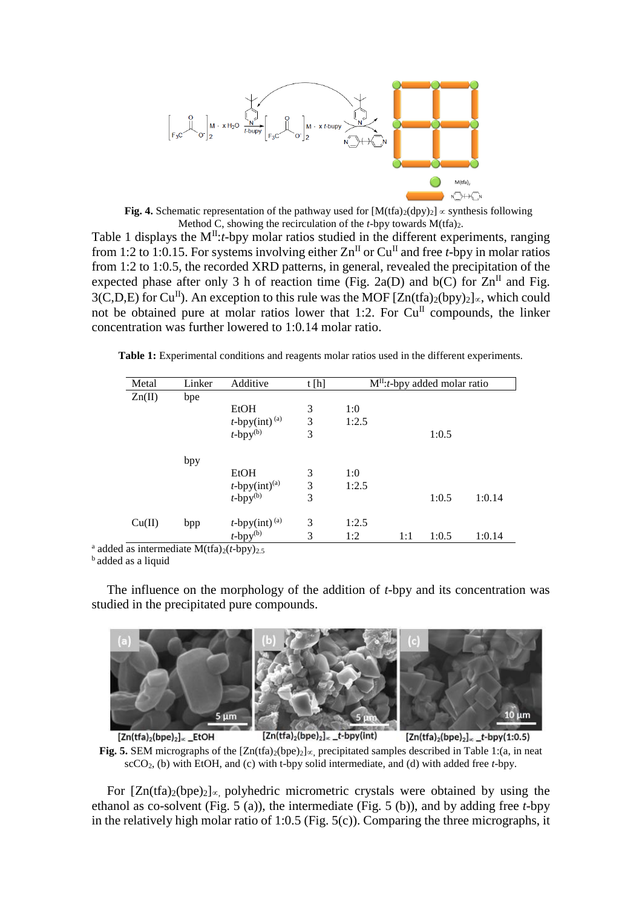**Fig. 4.** Schematic representation of the pathway used for $[M(tfa)_2(dpy)_2]_\infty$ synthesis following Method C, showing the recirculation of the *t*-bpy towards $M(tfa)_2$.

Table 1 displays the $M^{II}$:*t*-bpy molar ratios studied in the different experiments, ranging from 1:2 to 1:0.15. For systems involving either $Zn^{II}$ or $Cu^{II}$ and free *t*-bpy in molar ratios from 1:2 to 1:0.5, the recorded XRD patterns, in general, revealed the precipitation of the expected phase after only 3 h of reaction time (Fig. 2a(D) and b(C) for $Zn^{II}$ and Fig. 3(C,D,E) for $Cu^{II}$). An exception to this rule was the MOF $[Zn(tfa)_2(bpy)_2]_\infty$, which could not be obtained pure at molar ratios lower that 1:2. For $Cu^{II}$ compounds, the linker concentration was further lowered to 1:0.14 molar ratio.

**Table 1:** Experimental conditions and reagents molar ratios used in the different experiments.

| Metal | Linker | Additive | t [h] | $M^{II}$:*t*-bpy added molar ratio | | | |
|---|---|---|---|---|---|---|---|
| Zn(II) | bpe | | | | | | |
| | | EtOH | 3 | 1:0 | | | |
| | | *t*-bpy(int) [(a)] | 3 | 1:2.5 | | | |
| | | *t*-bpy[(b)] | 3 | | | 1:0.5 | |
| | bpy | | | | | | |
| | | EtOH | 3 | 1:0 | | | |
| | | *t*-bpy(int)[(a)] | 3 | 1:2.5 | | | |
| | | *t*-bpy[(b)] | 3 | | | 1:0.5 | 1:0.14 |
| Cu(II) | bpp | *t*-bpy(int) [(a)] | 3 | 1:2.5 | | | |
| | | *t*-bpy[(b)] | 3 | 1:2 | 1:1 | 1:0.5 | 1:0.14 |

[a] added as intermediate $M(tfa)_2(t\text{-bpy})_{2.5}$
[b] added as a liquid

The influence on the morphology of the addition of *t*-bpy and its concentration was studied in the precipitated pure compounds.

**Fig. 5.** SEM micrographs of the $[Zn(tfa)_2(bpe)_2]_\infty$ precipitated samples described in Table 1:(a, in neat $scCO_2$, (b) with EtOH, and (c) with t-bpy solid intermediate, and (d) with added free *t*-bpy.

For $[Zn(tfa)_2(bpe)_2]_\infty$ polyhedric micrometric crystals were obtained by using the ethanol as co-solvent (Fig. 5 (a)), the intermediate (Fig. 5 (b)), and by adding free *t*-bpy in the relatively high molar ratio of 1:0.5 (Fig. 5(c)). Comparing the three micrographs, it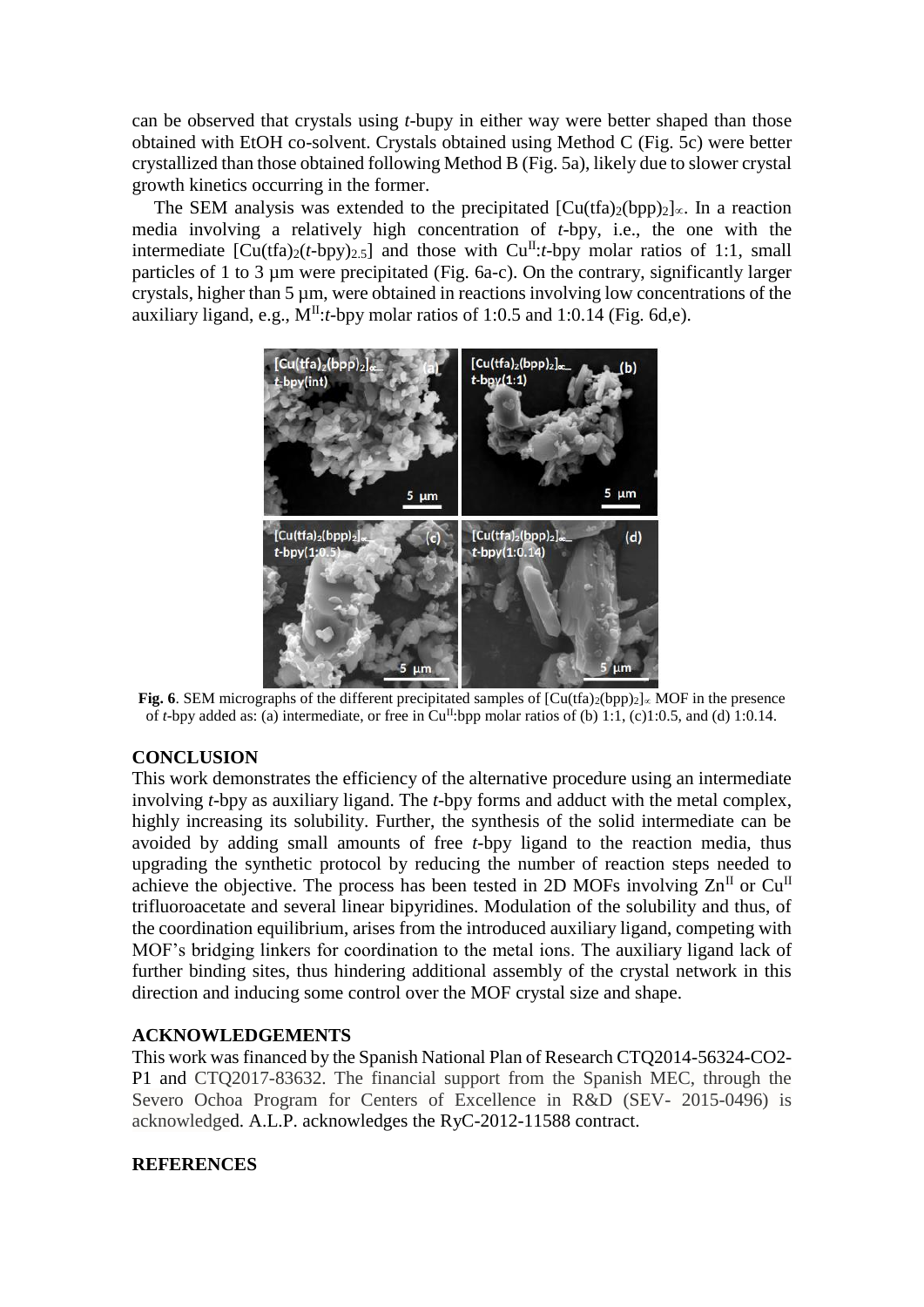can be observed that crystals using *t*-bupy in either way were better shaped than those obtained with EtOH co-solvent. Crystals obtained using Method C (Fig. 5c) were better crystallized than those obtained following Method B (Fig. 5a), likely due to slower crystal growth kinetics occurring in the former.

The SEM analysis was extended to the precipitated $[Cu(tfa)_2(bpp)_2]_\infty$. In a reaction media involving a relatively high concentration of *t*-bpy, i.e., the one with the intermediate $[Cu(tfa)_2(t\text{-bpy})_{2.5}]$ and those with $Cu^{II}$:*t*-bpy molar ratios of 1:1, small particles of 1 to 3 µm were precipitated (Fig. 6a-c). On the contrary, significantly larger crystals, higher than 5 µm, were obtained in reactions involving low concentrations of the auxiliary ligand, e.g., $M^{II}$:*t*-bpy molar ratios of 1:0.5 and 1:0.14 (Fig. 6d,e).

**Fig. 6**. SEM micrographs of the different precipitated samples of $[Cu(tfa)_2(bpp)_2]_\infty$ MOF in the presence of *t*-bpy added as: (a) intermediate, or free in $Cu^{II}$:bpp molar ratios of (b) 1:1, (c)1:0.5, and (d) 1:0.14.

## CONCLUSION

This work demonstrates the efficiency of the alternative procedure using an intermediate involving *t*-bpy as auxiliary ligand. The *t*-bpy forms and adduct with the metal complex, highly increasing its solubility. Further, the synthesis of the solid intermediate can be avoided by adding small amounts of free *t*-bpy ligand to the reaction media, thus upgrading the synthetic protocol by reducing the number of reaction steps needed to achieve the objective. The process has been tested in 2D MOFs involving $Zn^{II}$ or $Cu^{II}$ trifluoroacetate and several linear bipyridines. Modulation of the solubility and thus, of the coordination equilibrium, arises from the introduced auxiliary ligand, competing with MOF's bridging linkers for coordination to the metal ions. The auxiliary ligand lack of further binding sites, thus hindering additional assembly of the crystal network in this direction and inducing some control over the MOF crystal size and shape.

## ACKNOWLEDGEMENTS

This work was financed by the Spanish National Plan of Research CTQ2014-56324-CO2-P1 and CTQ2017-83632. The financial support from the Spanish MEC, through the Severo Ochoa Program for Centers of Excellence in R&D (SEV- 2015-0496) is acknowledged. A.L.P. acknowledges the RyC-2012-11588 contract.

## REFERENCES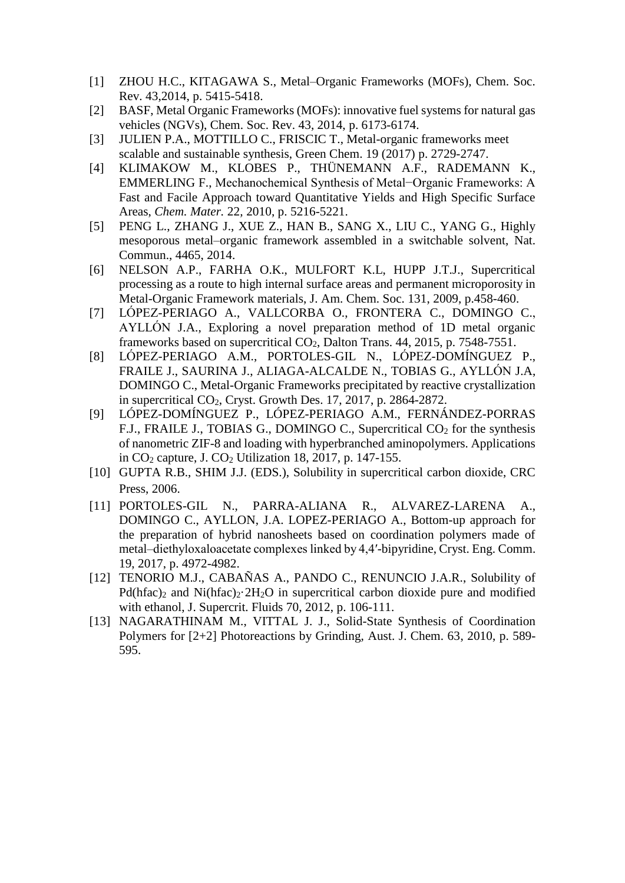[1] ZHOU H.C., KITAGAWA S., Metal–Organic Frameworks (MOFs), Chem. Soc. Rev. 43,2014, p. 5415-5418.

[2] BASF, Metal Organic Frameworks (MOFs): innovative fuel systems for natural gas vehicles (NGVs), Chem. Soc. Rev. 43, 2014, p. 6173-6174.

[3] JULIEN P.A., MOTTILLO C., FRISCIC T., Metal-organic frameworks meet scalable and sustainable synthesis, Green Chem. 19 (2017) p. 2729-2747.

[4] KLIMAKOW M., KLOBES P., THÜNEMANN A.F., RADEMANN K., EMMERLING F., Mechanochemical Synthesis of Metal−Organic Frameworks: A Fast and Facile Approach toward Quantitative Yields and High Specific Surface Areas, *Chem. Mater.* 22, 2010, p. 5216-5221.

[5] PENG L., ZHANG J., XUE Z., HAN B., SANG X., LIU C., YANG G., Highly mesoporous metal–organic framework assembled in a switchable solvent, Nat. Commun., 4465, 2014.

[6] NELSON A.P., FARHA O.K., MULFORT K.L, HUPP J.T.J., Supercritical processing as a route to high internal surface areas and permanent microporosity in Metal-Organic Framework materials, J. Am. Chem. Soc. 131, 2009, p.458-460.

[7] LÓPEZ-PERIAGO A., VALLCORBA O., FRONTERA C., DOMINGO C., AYLLÓN J.A., Exploring a novel preparation method of 1D metal organic frameworks based on supercritical $CO_2$, Dalton Trans. 44, 2015, p. 7548-7551.

[8] LÓPEZ-PERIAGO A.M., PORTOLES-GIL N., LÓPEZ-DOMÍNGUEZ P., FRAILE J., SAURINA J., ALIAGA-ALCALDE N., TOBIAS G., AYLLÓN J.A, DOMINGO C., Metal-Organic Frameworks precipitated by reactive crystallization in supercritical $CO_2$, Cryst. Growth Des. 17, 2017, p. 2864-2872.

[9] LÓPEZ-DOMÍNGUEZ P., LÓPEZ-PERIAGO A.M., FERNÁNDEZ-PORRAS F.J., FRAILE J., TOBIAS G., DOMINGO C., Supercritical $CO_2$ for the synthesis of nanometric ZIF-8 and loading with hyperbranched aminopolymers. Applications in $CO_2$ capture, J. $CO_2$ Utilization 18, 2017, p. 147-155.

[10] GUPTA R.B., SHIM J.J. (EDS.), Solubility in supercritical carbon dioxide, CRC Press, 2006.

[11] PORTOLES-GIL N., PARRA-ALIANA R., ALVAREZ-LARENA A., DOMINGO C., AYLLON, J.A. LOPEZ-PERIAGO A., Bottom-up approach for the preparation of hybrid nanosheets based on coordination polymers made of metal–diethyloxaloacetate complexes linked by 4,4′-bipyridine, Cryst. Eng. Comm. 19, 2017, p. 4972-4982.

[12] TENORIO M.J., CABAÑAS A., PANDO C., RENUNCIO J.A.R., Solubility of $Pd(hfac)_2$ and $Ni(hfac)_2{\cdot}2H_2O$ in supercritical carbon dioxide pure and modified with ethanol, J. Supercrit. Fluids 70, 2012, p. 106-111.

[13] NAGARATHINAM M., VITTAL J. J., Solid-State Synthesis of Coordination Polymers for [2+2] Photoreactions by Grinding, Aust. J. Chem. 63, 2010, p. 589-595.